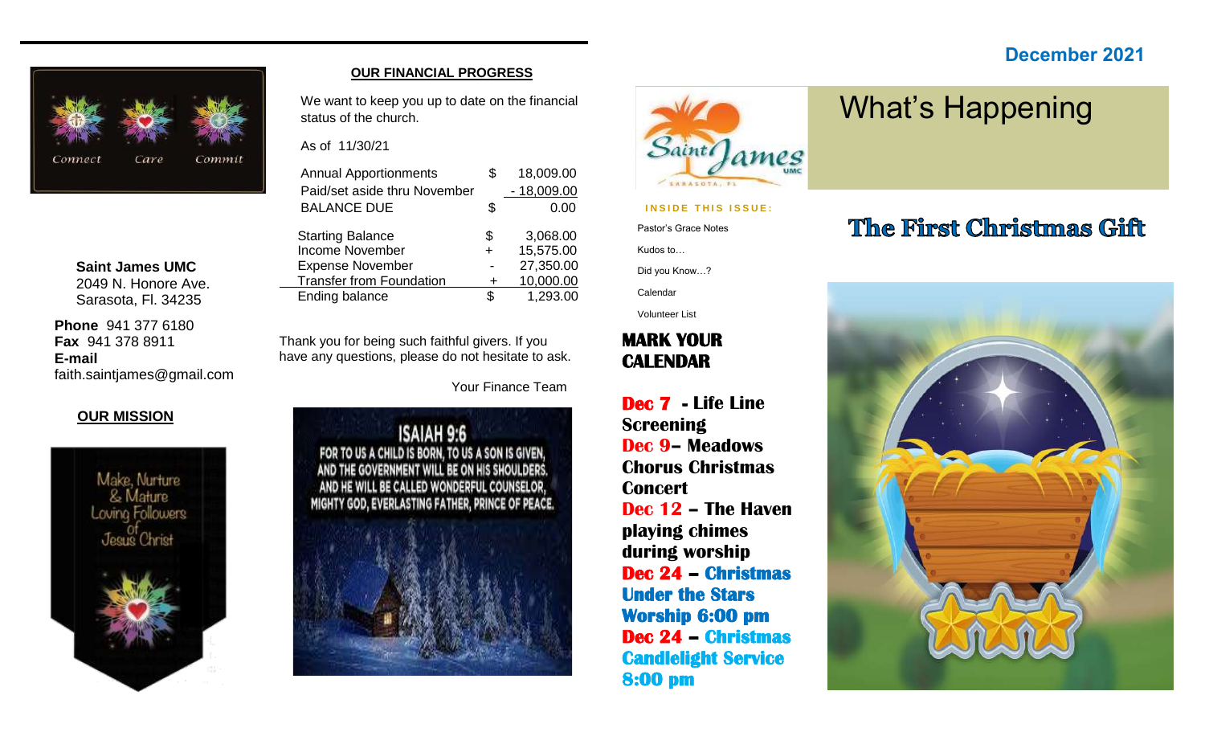Connect Care Commit

**Saint James UMC**
2049 N. Honore Ave.
Sarasota, Fl. 34235

**Phone** 941 377 6180
**Fax** 941 378 8911
**E-mail**
faith.saintjames@gmail.com

## OUR MISSION

Make, Nurture & Mature Loving Followers of Jesus Christ

## OUR FINANCIAL PROGRESS

We want to keep you up to date on the financial status of the church.

As of 11/30/21

| | | |
|---|---|---|
| Annual Apportionments | $ | 18,009.00 |
| Paid/set aside thru November | | - 18,009.00 |
| BALANCE DUE | $ | 0.00 |

| | | |
|---|---|---|
| Starting Balance | $ | 3,068.00 |
| Income November | + | 15,575.00 |
| Expense November | - | 27,350.00 |
| Transfer from Foundation | + | 10,000.00 |
| Ending balance | $ | 1,293.00 |

Thank you for being such faithful givers. If you have any questions, please do not hesitate to ask.

Your Finance Team

**ISAIAH 9:6**
FOR TO US A CHILD IS BORN, TO US A SON IS GIVEN, AND THE GOVERNMENT WILL BE ON HIS SHOULDERS. AND HE WILL BE CALLED WONDERFUL COUNSELOR, MIGHTY GOD, EVERLASTING FATHER, PRINCE OF PEACE.

December 2021

# What's Happening

Saint James UMC Sarasota, FL

**INSIDE THIS ISSUE:**

- Pastor's Grace Notes
- Kudos to…
- Did you Know…?
- Calendar
- Volunteer List

## MARK YOUR CALENDAR

**Dec 7 - Life Line Screening**
**Dec 9– Meadows Chorus Christmas Concert**
**Dec 12 – The Haven playing chimes during worship**
**Dec 24 – Christmas Under the Stars Worship 6:00 pm**
**Dec 24 – Christmas Candlelight Service 8:00 pm**

## The First Christmas Gift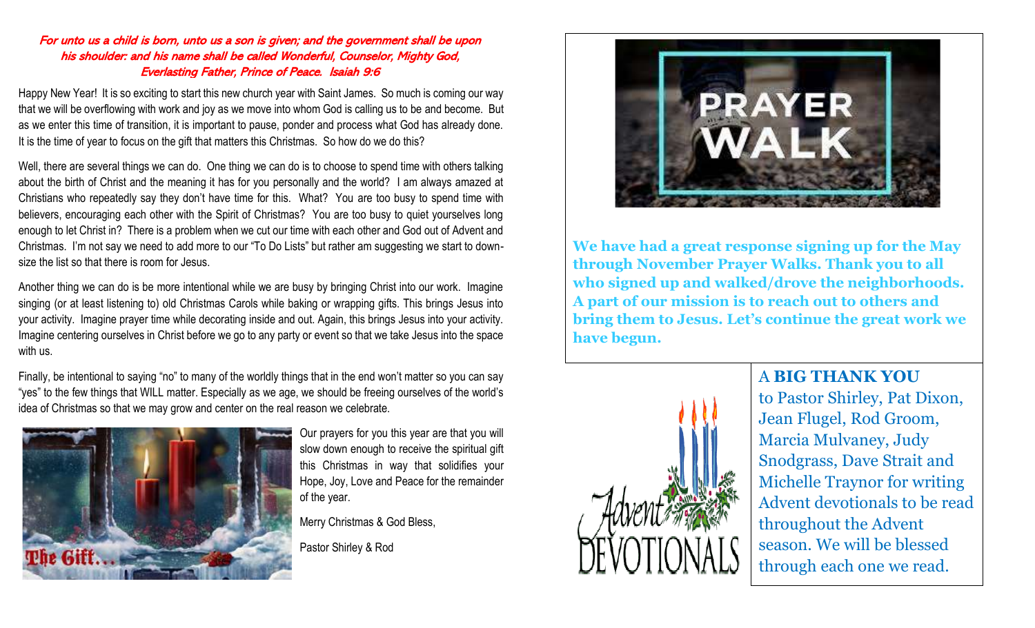***For unto us a child is born, unto us a son is given; and the government shall be upon his shoulder: and his name shall be called Wonderful, Counselor, Mighty God, Everlasting Father, Prince of Peace. Isaiah 9:6***

Happy New Year! It is so exciting to start this new church year with Saint James. So much is coming our way that we will be overflowing with work and joy as we move into whom God is calling us to be and become. But as we enter this time of transition, it is important to pause, ponder and process what God has already done. It is the time of year to focus on the gift that matters this Christmas. So how do we do this?

Well, there are several things we can do. One thing we can do is to choose to spend time with others talking about the birth of Christ and the meaning it has for you personally and the world? I am always amazed at Christians who repeatedly say they don't have time for this. What? You are too busy to spend time with believers, encouraging each other with the Spirit of Christmas? You are too busy to quiet yourselves long enough to let Christ in? There is a problem when we cut our time with each other and God out of Advent and Christmas. I'm not say we need to add more to our "To Do Lists" but rather am suggesting we start to down-size the list so that there is room for Jesus.

Another thing we can do is be more intentional while we are busy by bringing Christ into our work. Imagine singing (or at least listening to) old Christmas Carols while baking or wrapping gifts. This brings Jesus into your activity. Imagine prayer time while decorating inside and out. Again, this brings Jesus into your activity. Imagine centering ourselves in Christ before we go to any party or event so that we take Jesus into the space with us.

Finally, be intentional to saying "no" to many of the worldly things that in the end won't matter so you can say "yes" to the few things that WILL matter. Especially as we age, we should be freeing ourselves of the world's idea of Christmas so that we may grow and center on the real reason we celebrate.

The Gift...

Our prayers for you this year are that you will slow down enough to receive the spiritual gift this Christmas in way that solidifies your Hope, Joy, Love and Peace for the remainder of the year.

Merry Christmas & God Bless,

Pastor Shirley & Rod

PRAYER WALK

**We have had a great response signing up for the May through November Prayer Walks. Thank you to all who signed up and walked/drove the neighborhoods. A part of our mission is to reach out to others and bring them to Jesus. Let's continue the great work we have begun.**

Advent DEVOTIONALS

A **BIG THANK YOU** to Pastor Shirley, Pat Dixon, Jean Flugel, Rod Groom, Marcia Mulvaney, Judy Snodgrass, Dave Strait and Michelle Traynor for writing Advent devotionals to be read throughout the Advent season. We will be blessed through each one we read.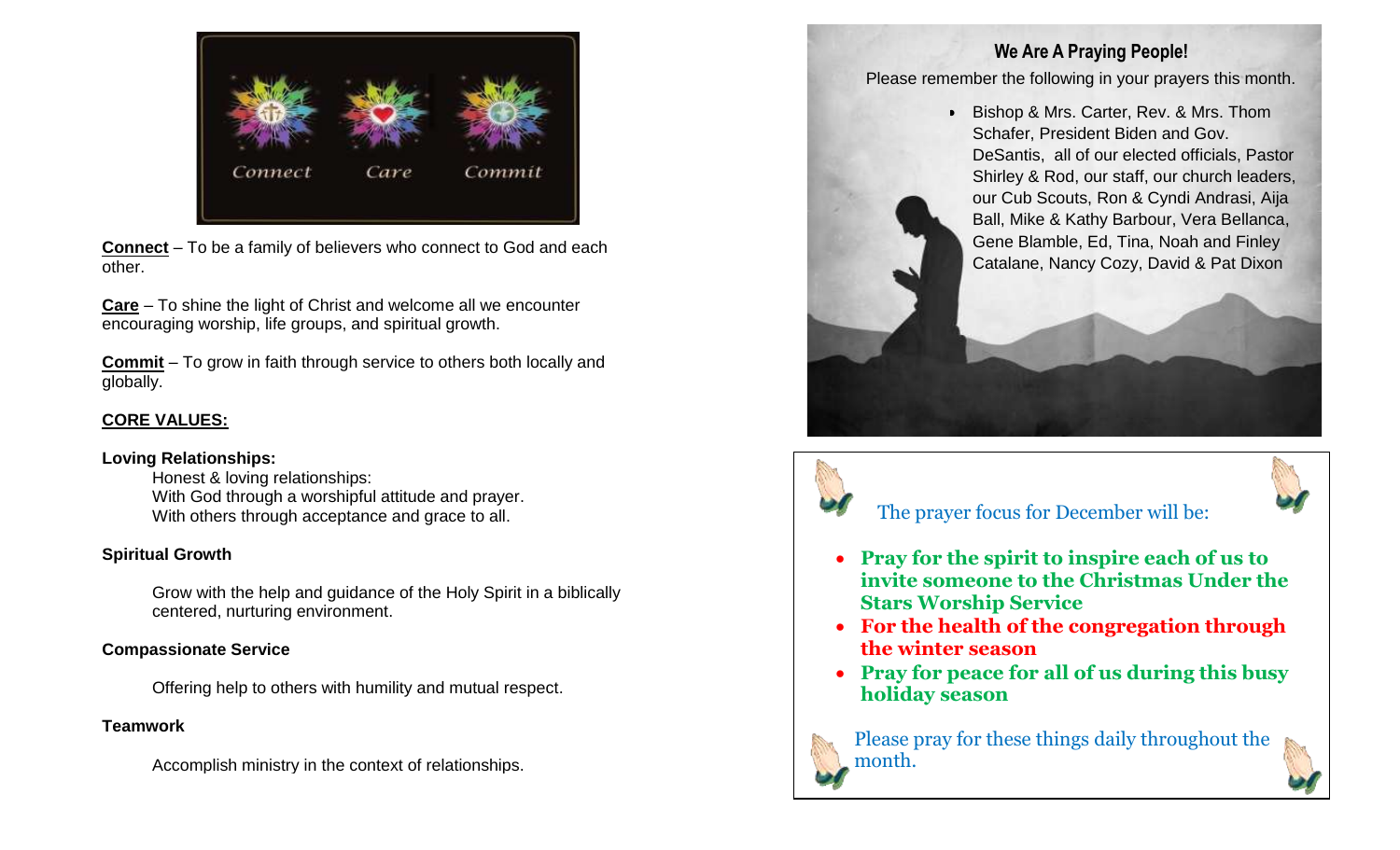Connect   Care   Commit

**Connect** – To be a family of believers who connect to God and each other.

**Care** – To shine the light of Christ and welcome all we encounter encouraging worship, life groups, and spiritual growth.

**Commit** – To grow in faith through service to others both locally and globally.

**CORE VALUES:**

**Loving Relationships:**

Honest & loving relationships:
With God through a worshipful attitude and prayer.
With others through acceptance and grace to all.

**Spiritual Growth**

Grow with the help and guidance of the Holy Spirit in a biblically centered, nurturing environment.

**Compassionate Service**

Offering help to others with humility and mutual respect.

**Teamwork**

Accomplish ministry in the context of relationships.

## We Are A Praying People!

Please remember the following in your prayers this month.

- Bishop & Mrs. Carter, Rev. & Mrs. Thom Schafer, President Biden and Gov. DeSantis, all of our elected officials, Pastor Shirley & Rod, our staff, our church leaders, our Cub Scouts, Ron & Cyndi Andrasi, Aija Ball, Mike & Kathy Barbour, Vera Bellanca, Gene Blamble, Ed, Tina, Noah and Finley Catalane, Nancy Cozy, David & Pat Dixon

The prayer focus for December will be:

- **Pray for the spirit to inspire each of us to invite someone to the Christmas Under the Stars Worship Service**
- **For the health of the congregation through the winter season**
- **Pray for peace for all of us during this busy holiday season**

Please pray for these things daily throughout the month.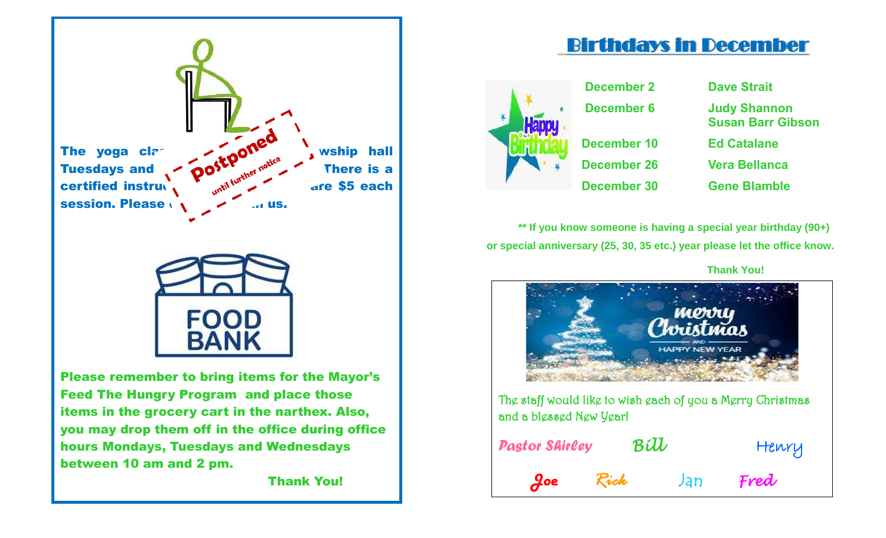The yoga cla[…] wship hall Tuesdays and […] There is a certified instru[…] are $5 each session. Please […] us.

Postponed until further notice

FOOD BANK

**Please remember to bring items for the Mayor's Feed The Hungry Program and place those items in the grocery cart in the narthex. Also, you may drop them off in the office during office hours Mondays, Tuesdays and Wednesdays between 10 am and 2 pm.**

**Thank You!**

# Birthdays in December

| | |
|---|---|
| **December 2** | **Dave Strait** |
| **December 6** | **Judy Shannon**<br>**Susan Barr Gibson** |
| **December 10** | **Ed Catalane** |
| **December 26** | **Vera Bellanca** |
| **December 30** | **Gene Blamble** |

**** If you know someone is having a special year birthday (90+) or special anniversary (25, 30, 35 etc.) year please let the office know.**

**Thank You!**

merry Christmas AND HAPPY NEW YEAR

The staff would like to wish each of you a Merry Christmas and a blessed New Year!

Pastor Shirley   Bill   Henry

Joe   Rick   Jan   Fred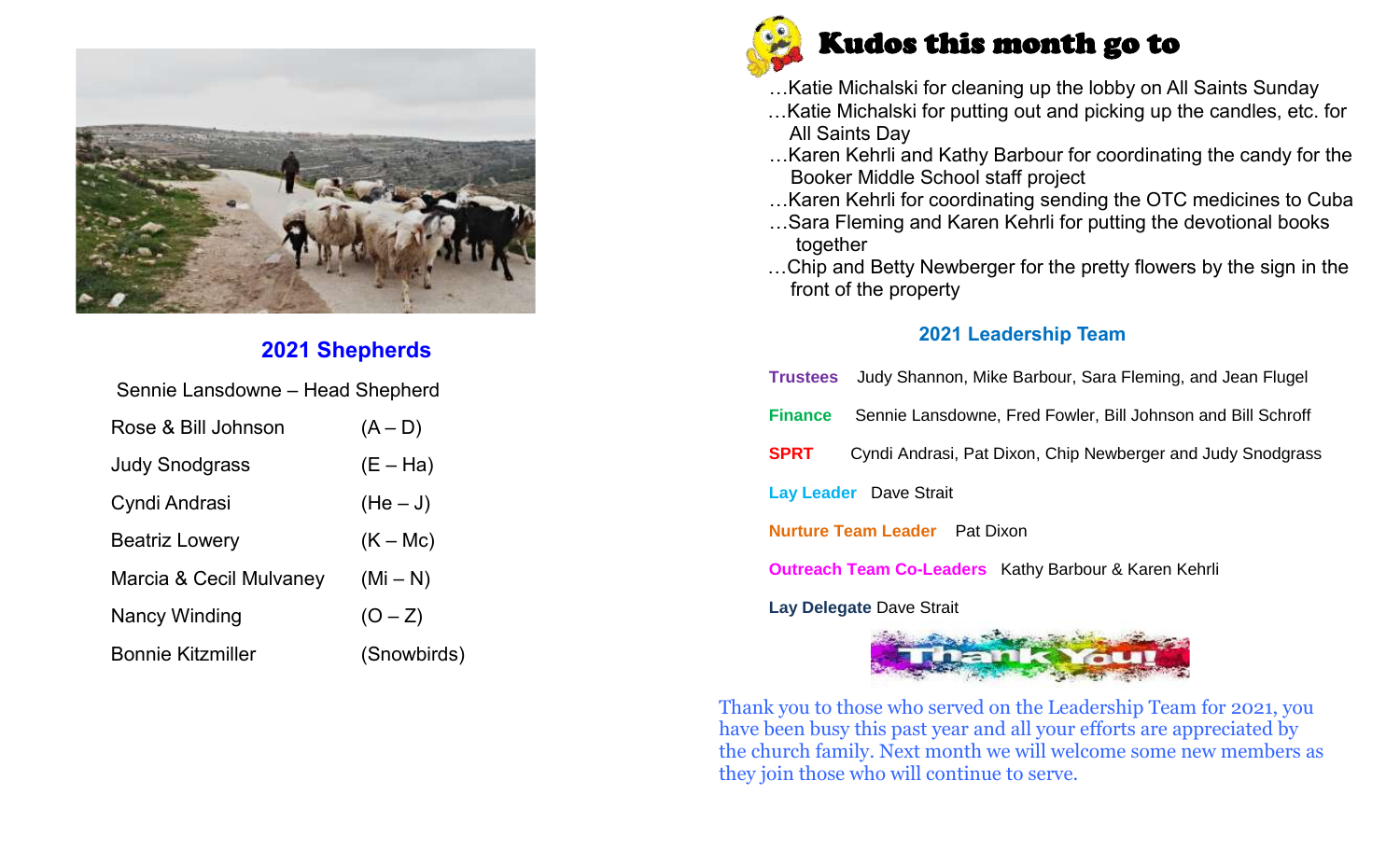## 2021 Shepherds

Sennie Lansdowne – Head Shepherd

| | |
|---|---|
| Rose & Bill Johnson | (A – D) |
| Judy Snodgrass | (E – Ha) |
| Cyndi Andrasi | (He – J) |
| Beatriz Lowery | (K – Mc) |
| Marcia & Cecil Mulvaney | (Mi – N) |
| Nancy Winding | (O – Z) |
| Bonnie Kitzmiller | (Snowbirds) |

## Kudos this month go to

…Katie Michalski for cleaning up the lobby on All Saints Sunday

…Katie Michalski for putting out and picking up the candles, etc. for All Saints Day

…Karen Kehrli and Kathy Barbour for coordinating the candy for the Booker Middle School staff project

…Karen Kehrli for coordinating sending the OTC medicines to Cuba

…Sara Fleming and Karen Kehrli for putting the devotional books together

…Chip and Betty Newberger for the pretty flowers by the sign in the front of the property

## 2021 Leadership Team

**Trustees** Judy Shannon, Mike Barbour, Sara Fleming, and Jean Flugel

**Finance** Sennie Lansdowne, Fred Fowler, Bill Johnson and Bill Schroff

**SPRT** Cyndi Andrasi, Pat Dixon, Chip Newberger and Judy Snodgrass

**Lay Leader** Dave Strait

**Nurture Team Leader** Pat Dixon

**Outreach Team Co-Leaders** Kathy Barbour & Karen Kehrli

**Lay Delegate** Dave Strait

Thank You!

Thank you to those who served on the Leadership Team for 2021, you have been busy this past year and all your efforts are appreciated by the church family. Next month we will welcome some new members as they join those who will continue to serve.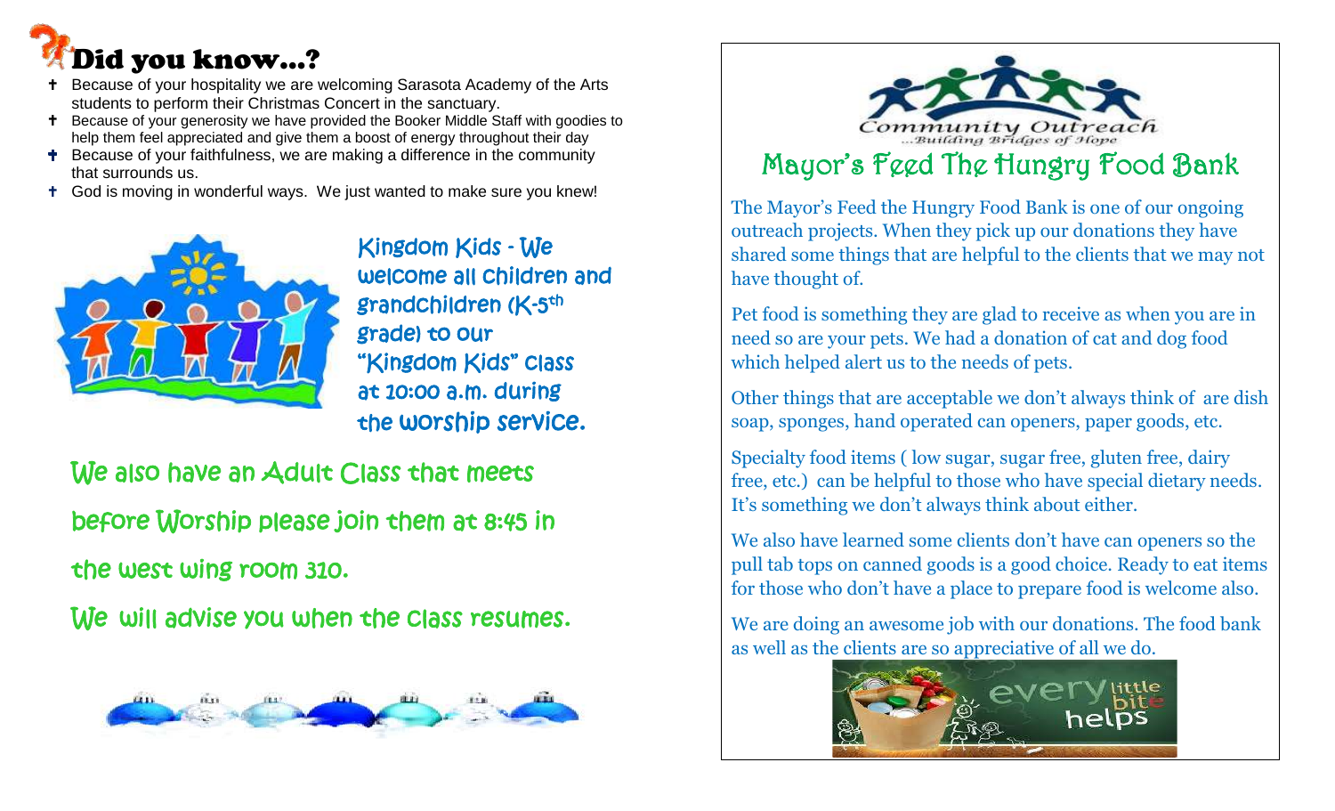# Did you know...?

- Because of your hospitality we are welcoming Sarasota Academy of the Arts students to perform their Christmas Concert in the sanctuary.
- Because of your generosity we have provided the Booker Middle Staff with goodies to help them feel appreciated and give them a boost of energy throughout their day
- Because of your faithfulness, we are making a difference in the community that surrounds us.
- God is moving in wonderful ways. We just wanted to make sure you knew!

Kingdom Kids - We welcome all children and grandchildren (K-5th grade) to our "Kingdom Kids" class at 10:00 a.m. during the worship service.

We also have an Adult Class that meets before Worship please join them at 8:45 in the west wing room 310.

We will advise you when the class resumes.

Community Outreach
...Building Bridges of Hope

## Mayor's Feed The Hungry Food Bank

The Mayor's Feed the Hungry Food Bank is one of our ongoing outreach projects. When they pick up our donations they have shared some things that are helpful to the clients that we may not have thought of.

Pet food is something they are glad to receive as when you are in need so are your pets. We had a donation of cat and dog food which helped alert us to the needs of pets.

Other things that are acceptable we don't always think of are dish soap, sponges, hand operated can openers, paper goods, etc.

Specialty food items ( low sugar, sugar free, gluten free, dairy free, etc.) can be helpful to those who have special dietary needs. It's something we don't always think about either.

We also have learned some clients don't have can openers so the pull tab tops on canned goods is a good choice. Ready to eat items for those who don't have a place to prepare food is welcome also.

We are doing an awesome job with our donations. The food bank as well as the clients are so appreciative of all we do.

every little bite helps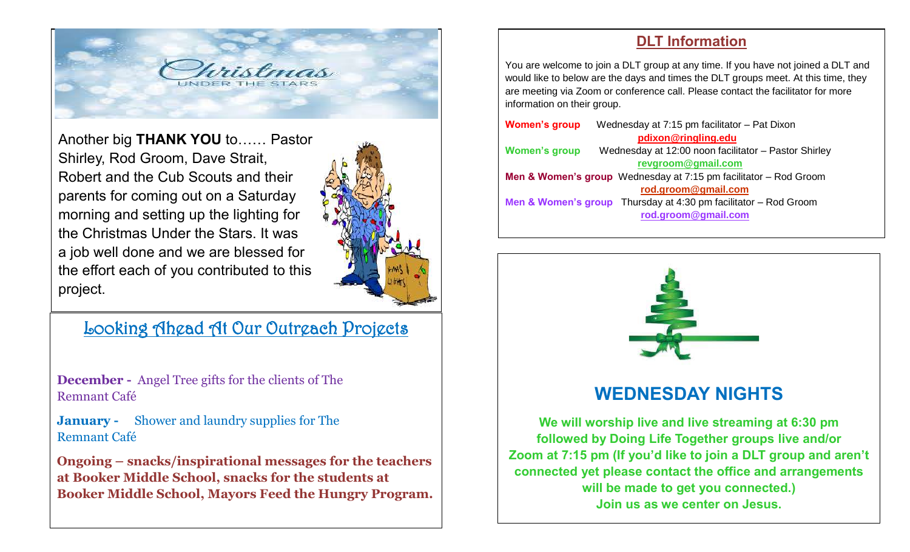Christmas

UNDER THE STARS

Another big **THANK YOU** to…… Pastor Shirley, Rod Groom, Dave Strait, Robert and the Cub Scouts and their parents for coming out on a Saturday morning and setting up the lighting for the Christmas Under the Stars. It was a job well done and we are blessed for the effort each of you contributed to this project.

## Looking Ahead At Our Outreach Projects

**December -** Angel Tree gifts for the clients of The Remnant Café

**January -** Shower and laundry supplies for The Remnant Café

**Ongoing – snacks/inspirational messages for the teachers at Booker Middle School, snacks for the students at Booker Middle School, Mayors Feed the Hungry Program.**

## DLT Information

You are welcome to join a DLT group at any time. If you have not joined a DLT and would like to below are the days and times the DLT groups meet. At this time, they are meeting via Zoom or conference call. Please contact the facilitator for more information on their group.

**Women's group** Wednesday at 7:15 pm facilitator – Pat Dixon
**pdixon@ringling.edu**

**Women's group** Wednesday at 12:00 noon facilitator – Pastor Shirley
**revgroom@gmail.com**

**Men & Women's group** Wednesday at 7:15 pm facilitator – Rod Groom
**rod.groom@gmail.com**

**Men & Women's group** Thursday at 4:30 pm facilitator – Rod Groom
**rod.groom@gmail.com**

## WEDNESDAY NIGHTS

**We will worship live and live streaming at 6:30 pm followed by Doing Life Together groups live and/or Zoom at 7:15 pm (If you'd like to join a DLT group and aren't connected yet please contact the office and arrangements will be made to get you connected.)**
**Join us as we center on Jesus.**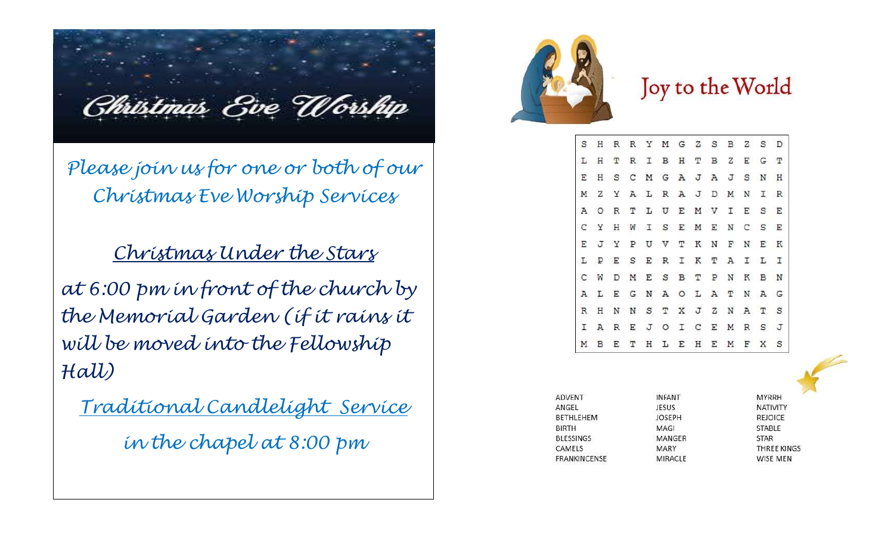# Christmas Eve Worship

*Please join us for one or both of our Christmas Eve Worship Services*

## Christmas Under the Stars

*at 6:00 pm in front of the church by the Memorial Garden (if it rains it will be moved into the Fellowship Hall)*

## Traditional Candlelight Service

*in the chapel at 8:00 pm*

# Joy to the World

|   |   |   |   |   |   |   |   |   |   |   |   |   |
|---|---|---|---|---|---|---|---|---|---|---|---|---|
| S | H | R | R | Y | M | G | Z | S | B | Z | S | D |
| L | H | T | R | I | B | H | T | B | Z | E | G | T |
| E | H | S | C | M | G | A | J | A | J | S | N | H |
| M | Z | Y | A | L | R | A | J | D | M | N | I | R |
| A | O | R | T | L | U | E | M | V | I | E | S | E |
| C | Y | H | W | I | S | E | M | E | N | C | S | E |
| E | J | Y | P | U | V | T | K | N | F | N | E | K |
| L | P | E | S | E | R | I | K | T | A | I | L | I |
| C | W | D | M | E | S | B | T | P | N | K | B | N |
| A | L | E | G | N | A | O | L | A | T | N | A | G |
| R | H | N | N | S | T | X | J | Z | N | A | T | S |
| I | A | R | E | J | O | I | C | E | M | R | S | J |
| M | B | E | T | H | L | E | H | E | M | F | X | S |

| | | |
|---|---|---|
| ADVENT | INFANT | MYRRH |
| ANGEL | JESUS | NATIVITY |
| BETHLEHEM | JOSEPH | REJOICE |
| BIRTH | MAGI | STABLE |
| BLESSINGS | MANGER | STAR |
| CAMELS | MARY | THREE KINGS |
| FRANKINCENSE | MIRACLE | WISE MEN |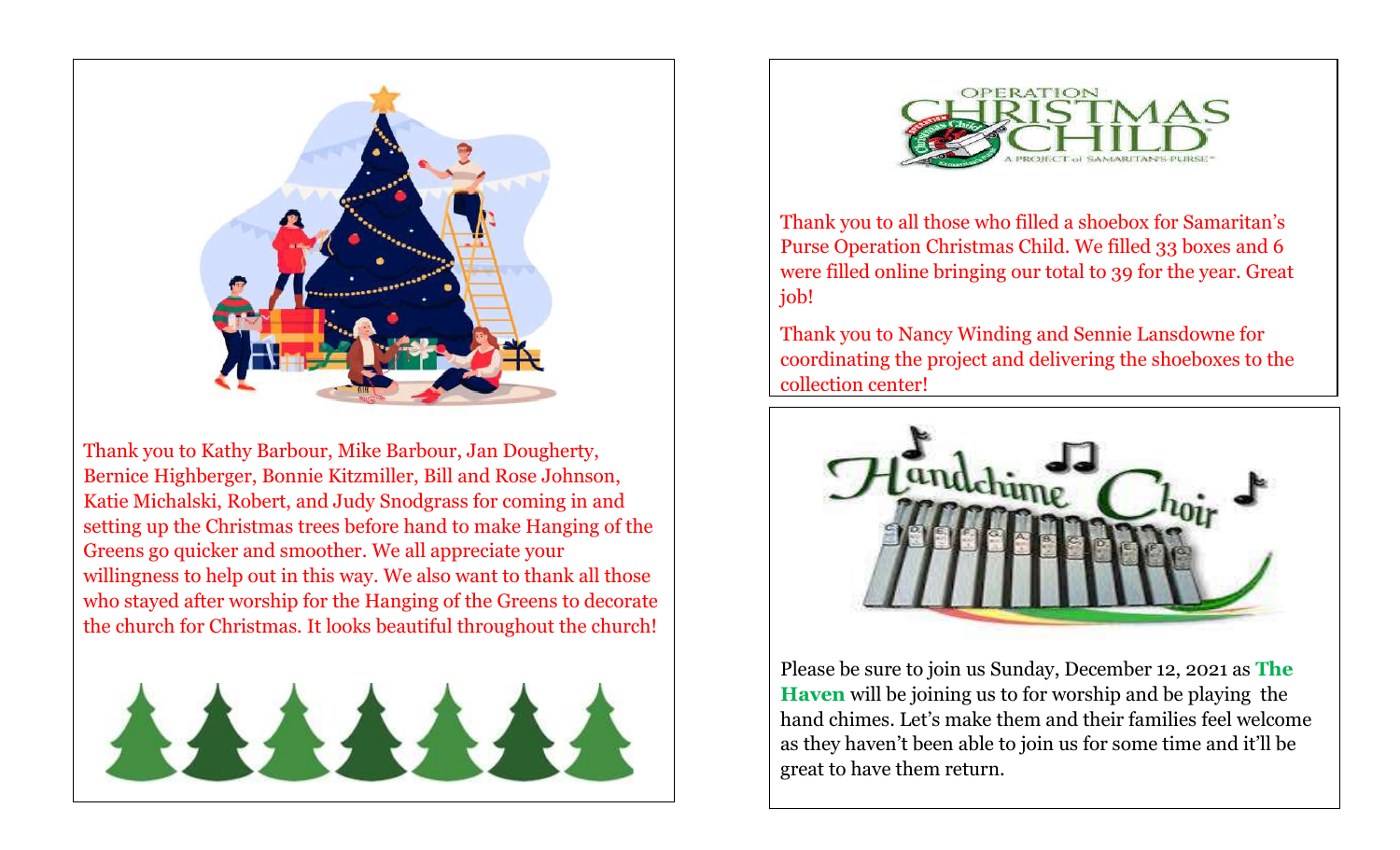Thank you to Kathy Barbour, Mike Barbour, Jan Dougherty, Bernice Highberger, Bonnie Kitzmiller, Bill and Rose Johnson, Katie Michalski, Robert, and Judy Snodgrass for coming in and setting up the Christmas trees before hand to make Hanging of the Greens go quicker and smoother. We all appreciate your willingness to help out in this way. We also want to thank all those who stayed after worship for the Hanging of the Greens to decorate the church for Christmas. It looks beautiful throughout the church!

Thank you to all those who filled a shoebox for Samaritan's Purse Operation Christmas Child. We filled 33 boxes and 6 were filled online bringing our total to 39 for the year. Great job!

Thank you to Nancy Winding and Sennie Lansdowne for coordinating the project and delivering the shoeboxes to the collection center!

Please be sure to join us Sunday, December 12, 2021 as **The Haven** will be joining us to for worship and be playing the hand chimes. Let's make them and their families feel welcome as they haven't been able to join us for some time and it'll be great to have them return.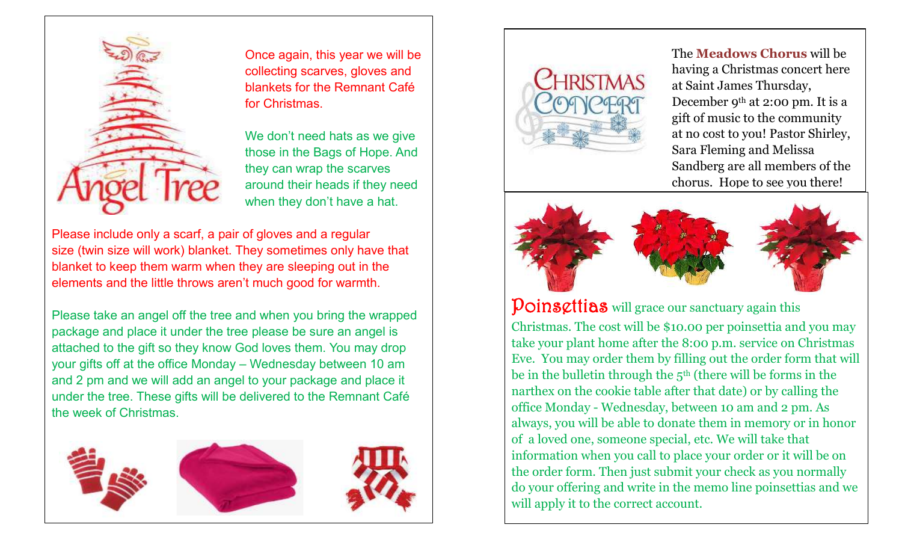## Angel Tree

Once again, this year we will be collecting scarves, gloves and blankets for the Remnant Café for Christmas.

We don't need hats as we give those in the Bags of Hope. And they can wrap the scarves around their heads if they need when they don't have a hat.

Please include only a scarf, a pair of gloves and a regular size (twin size will work) blanket. They sometimes only have that blanket to keep them warm when they are sleeping out in the elements and the little throws aren't much good for warmth.

Please take an angel off the tree and when you bring the wrapped package and place it under the tree please be sure an angel is attached to the gift so they know God loves them. You may drop your gifts off at the office Monday – Wednesday between 10 am and 2 pm and we will add an angel to your package and place it under the tree. These gifts will be delivered to the Remnant Café the week of Christmas.

## Christmas Concert

The **Meadows Chorus** will be having a Christmas concert here at Saint James Thursday, December 9th at 2:00 pm. It is a gift of music to the community at no cost to you! Pastor Shirley, Sara Fleming and Melissa Sandberg are all members of the chorus. Hope to see you there!

**Poinsettias** will grace our sanctuary again this Christmas. The cost will be $10.00 per poinsettia and you may take your plant home after the 8:00 p.m. service on Christmas Eve. You may order them by filling out the order form that will be in the bulletin through the 5th (there will be forms in the narthex on the cookie table after that date) or by calling the office Monday - Wednesday, between 10 am and 2 pm. As always, you will be able to donate them in memory or in honor of a loved one, someone special, etc. We will take that information when you call to place your order or it will be on the order form. Then just submit your check as you normally do your offering and write in the memo line poinsettias and we will apply it to the correct account.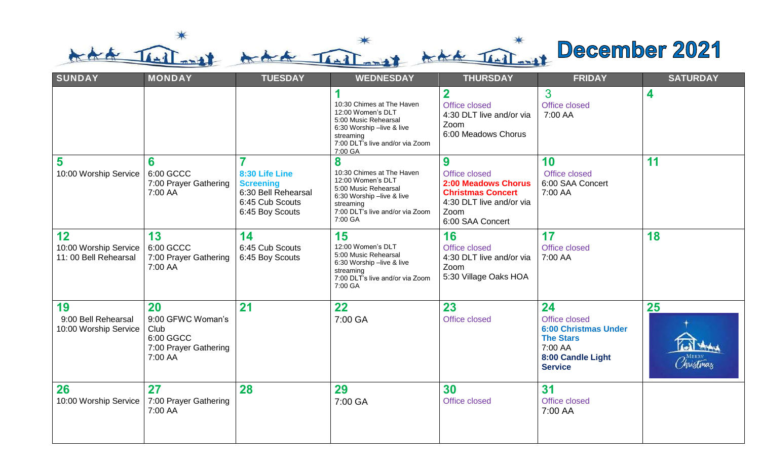# December 2021

| SUNDAY | MONDAY | TUESDAY | WEDNESDAY | THURSDAY | FRIDAY | SATURDAY |
|---|---|---|---|---|---|---|
| | | | **1**<br>10:30 Chimes at The Haven<br>12:00 Women's DLT<br>5:00 Music Rehearsal<br>6:30 Worship –live & live streaming<br>7:00 DLT's live and/or via Zoom<br>7:00 GA | **2**<br>Office closed<br>4:30 DLT live and/or via Zoom<br>6:00 Meadows Chorus | 3<br>Office closed<br>7:00 AA | **4** |
| **5**<br>10:00 Worship Service | **6**<br>6:00 GCCC<br>7:00 Prayer Gathering<br>7:00 AA | **7**<br>**8:30 Life Line Screening**<br>6:30 Bell Rehearsal<br>6:45 Cub Scouts<br>6:45 Boy Scouts | **8**<br>10:30 Chimes at The Haven<br>12:00 Women's DLT<br>5:00 Music Rehearsal<br>6:30 Worship –live & live streaming<br>7:00 DLT's live and/or via Zoom<br>7:00 GA | **9**<br>Office closed<br>**2:00 Meadows Chorus Christmas Concert**<br>4:30 DLT live and/or via Zoom<br>6:00 SAA Concert | **10**<br>Office closed<br>6:00 SAA Concert<br>7:00 AA | **11** |
| **12**<br>10:00 Worship Service<br>11: 00 Bell Rehearsal | **13**<br>6:00 GCCC<br>7:00 Prayer Gathering<br>7:00 AA | **14**<br>6:45 Cub Scouts<br>6:45 Boy Scouts | **15**<br>12:00 Women's DLT<br>5:00 Music Rehearsal<br>6:30 Worship –live & live streaming<br>7:00 DLT's live and/or via Zoom<br>7:00 GA | **16**<br>Office closed<br>4:30 DLT live and/or via Zoom<br>5:30 Village Oaks HOA | **17**<br>Office closed<br>7:00 AA | **18** |
| **19**<br>9:00 Bell Rehearsal<br>10:00 Worship Service | **20**<br>9:00 GFWC Woman's Club<br>6:00 GGCC<br>7:00 Prayer Gathering<br>7:00 AA | **21** | **22**<br>7:00 GA | **23**<br>Office closed | **24**<br>Office closed<br>**6:00 Christmas Under The Stars**<br>7:00 AA<br>**8:00 Candle Light Service** | **25**<br>Merry Christmas |
| **26**<br>10:00 Worship Service | **27**<br>7:00 Prayer Gathering<br>7:00 AA | **28** | **29**<br>7:00 GA | **30**<br>Office closed | **31**<br>Office closed<br>7:00 AA | |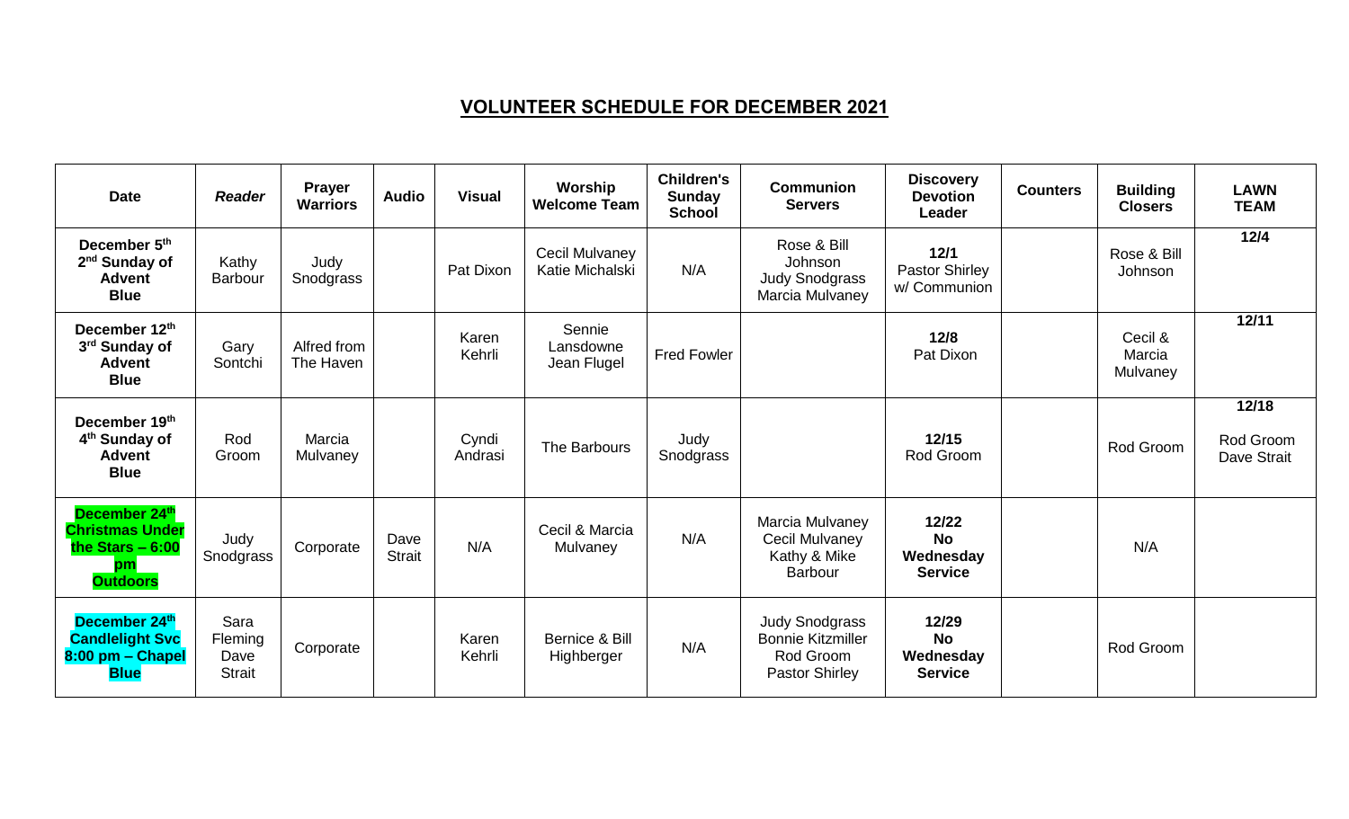## VOLUNTEER SCHEDULE FOR DECEMBER 2021

| Date | *Reader* | Prayer Warriors | Audio | Visual | Worship Welcome Team | Children's Sunday School | Communion Servers | Discovery Devotion Leader | Counters | Building Closers | LAWN TEAM |
|---|---|---|---|---|---|---|---|---|---|---|---|
| **December 5th 2nd Sunday of Advent Blue** | Kathy Barbour | Judy Snodgrass | | Pat Dixon | Cecil Mulvaney Katie Michalski | N/A | Rose & Bill Johnson Judy Snodgrass Marcia Mulvaney | **12/1** Pastor Shirley w/ Communion | | Rose & Bill Johnson | **12/4** |
| **December 12th 3rd Sunday of Advent Blue** | Gary Sontchi | Alfred from The Haven | | Karen Kehrli | Sennie Lansdowne Jean Flugel | Fred Fowler | | **12/8** Pat Dixon | | Cecil & Marcia Mulvaney | **12/11** |
| **December 19th 4th Sunday of Advent Blue** | Rod Groom | Marcia Mulvaney | | Cyndi Andrasi | The Barbours | Judy Snodgrass | | **12/15** Rod Groom | | Rod Groom | **12/18** Rod Groom Dave Strait |
| **December 24th Christmas Under the Stars – 6:00 pm Outdoors** | Judy Snodgrass | Corporate | Dave Strait | N/A | Cecil & Marcia Mulvaney | N/A | Marcia Mulvaney Cecil Mulvaney Kathy & Mike Barbour | **12/22 No Wednesday Service** | | N/A | |
| **December 24th Candlelight Svc 8:00 pm – Chapel Blue** | Sara Fleming Dave Strait | Corporate | | Karen Kehrli | Bernice & Bill Highberger | N/A | Judy Snodgrass Bonnie Kitzmiller Rod Groom Pastor Shirley | **12/29 No Wednesday Service** | | Rod Groom | |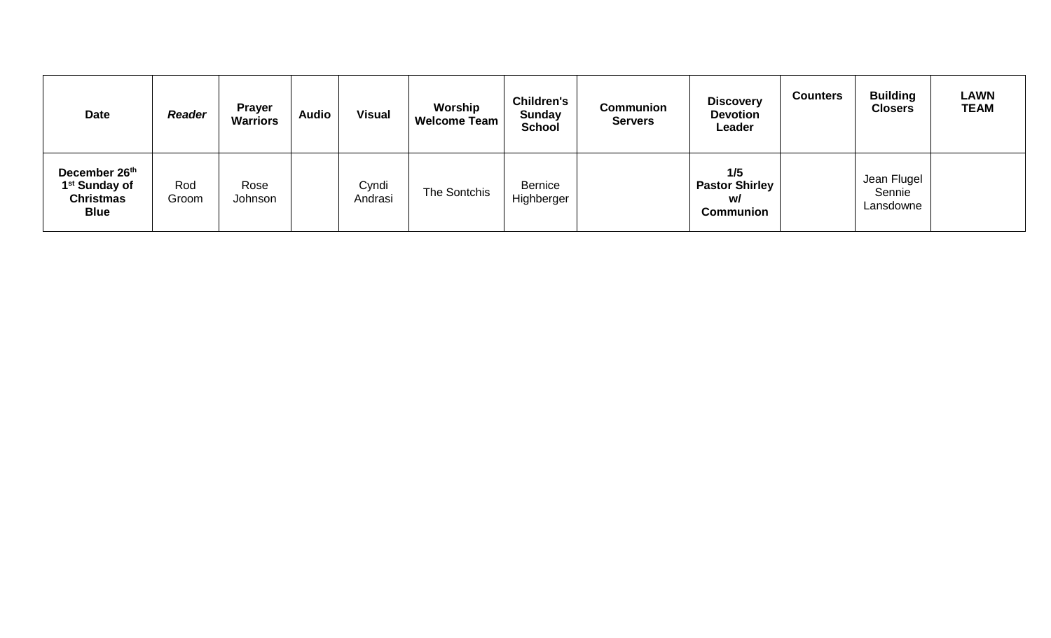| Date | ***Reader*** | Prayer Warriors | Audio | Visual | Worship Welcome Team | Children's Sunday School | Communion Servers | Discovery Devotion Leader | Counters | Building Closers | LAWN TEAM |
|---|---|---|---|---|---|---|---|---|---|---|---|
| **December 26th 1st Sunday of Christmas Blue** | Rod Groom | Rose Johnson | | Cyndi Andrasi | The Sontchis | Bernice Highberger | | **1/5 Pastor Shirley w/ Communion** | | Jean Flugel Sennie Lansdowne | |